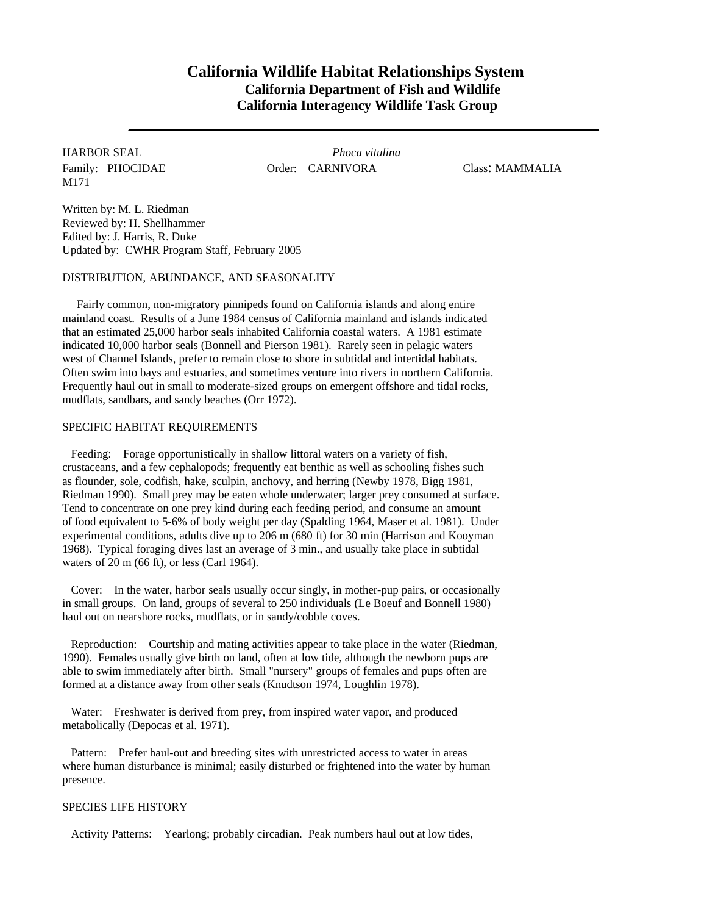# California Wildlife Habitat Relationships System

## California Department of Fish and Wildlife
## California Interagency Wildlife Task Group

---

HARBOR SEAL *Phoca vitulina*

Family: PHOCIDAE Order: CARNIVORA Class: MAMMALIA

M171

Written by: M. L. Riedman
Reviewed by: H. Shellhammer
Edited by: J. Harris, R. Duke
Updated by: CWHR Program Staff, February 2005

### DISTRIBUTION, ABUNDANCE, AND SEASONALITY

Fairly common, non-migratory pinnipeds found on California islands and along entire mainland coast. Results of a June 1984 census of California mainland and islands indicated that an estimated 25,000 harbor seals inhabited California coastal waters. A 1981 estimate indicated 10,000 harbor seals (Bonnell and Pierson 1981). Rarely seen in pelagic waters west of Channel Islands, prefer to remain close to shore in subtidal and intertidal habitats. Often swim into bays and estuaries, and sometimes venture into rivers in northern California. Frequently haul out in small to moderate-sized groups on emergent offshore and tidal rocks, mudflats, sandbars, and sandy beaches (Orr 1972).

### SPECIFIC HABITAT REQUIREMENTS

Feeding: Forage opportunistically in shallow littoral waters on a variety of fish, crustaceans, and a few cephalopods; frequently eat benthic as well as schooling fishes such as flounder, sole, codfish, hake, sculpin, anchovy, and herring (Newby 1978, Bigg 1981, Riedman 1990). Small prey may be eaten whole underwater; larger prey consumed at surface. Tend to concentrate on one prey kind during each feeding period, and consume an amount of food equivalent to 5-6% of body weight per day (Spalding 1964, Maser et al. 1981). Under experimental conditions, adults dive up to 206 m (680 ft) for 30 min (Harrison and Kooyman 1968). Typical foraging dives last an average of 3 min., and usually take place in subtidal waters of 20 m (66 ft), or less (Carl 1964).

Cover: In the water, harbor seals usually occur singly, in mother-pup pairs, or occasionally in small groups. On land, groups of several to 250 individuals (Le Boeuf and Bonnell 1980) haul out on nearshore rocks, mudflats, or in sandy/cobble coves.

Reproduction: Courtship and mating activities appear to take place in the water (Riedman, 1990). Females usually give birth on land, often at low tide, although the newborn pups are able to swim immediately after birth. Small "nursery" groups of females and pups often are formed at a distance away from other seals (Knudtson 1974, Loughlin 1978).

Water: Freshwater is derived from prey, from inspired water vapor, and produced metabolically (Depocas et al. 1971).

Pattern: Prefer haul-out and breeding sites with unrestricted access to water in areas where human disturbance is minimal; easily disturbed or frightened into the water by human presence.

### SPECIES LIFE HISTORY

Activity Patterns: Yearlong; probably circadian. Peak numbers haul out at low tides,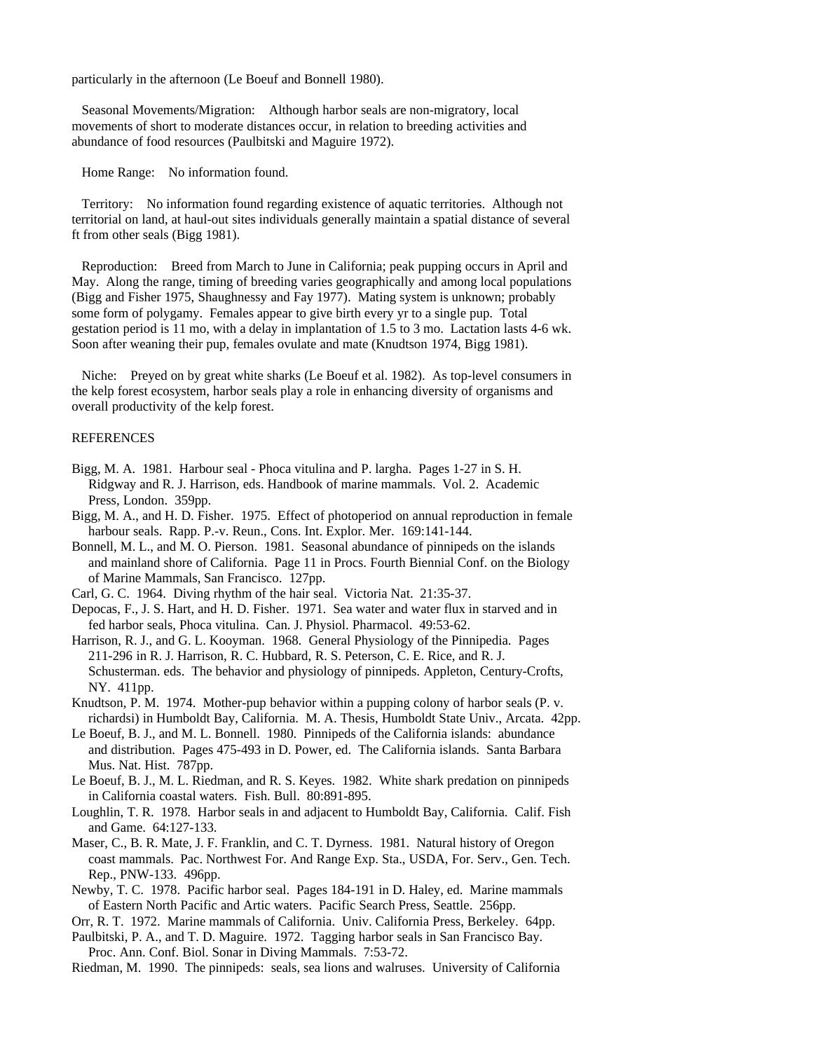particularly in the afternoon (Le Boeuf and Bonnell 1980).

Seasonal Movements/Migration: Although harbor seals are non-migratory, local movements of short to moderate distances occur, in relation to breeding activities and abundance of food resources (Paulbitski and Maguire 1972).

Home Range: No information found.

Territory: No information found regarding existence of aquatic territories. Although not territorial on land, at haul-out sites individuals generally maintain a spatial distance of several ft from other seals (Bigg 1981).

Reproduction: Breed from March to June in California; peak pupping occurs in April and May. Along the range, timing of breeding varies geographically and among local populations (Bigg and Fisher 1975, Shaughnessy and Fay 1977). Mating system is unknown; probably some form of polygamy. Females appear to give birth every yr to a single pup. Total gestation period is 11 mo, with a delay in implantation of 1.5 to 3 mo. Lactation lasts 4-6 wk. Soon after weaning their pup, females ovulate and mate (Knudtson 1974, Bigg 1981).

Niche: Preyed on by great white sharks (Le Boeuf et al. 1982). As top-level consumers in the kelp forest ecosystem, harbor seals play a role in enhancing diversity of organisms and overall productivity of the kelp forest.

REFERENCES

Bigg, M. A. 1981. Harbour seal - Phoca vitulina and P. largha. Pages 1-27 in S. H. Ridgway and R. J. Harrison, eds. Handbook of marine mammals. Vol. 2. Academic Press, London. 359pp.

Bigg, M. A., and H. D. Fisher. 1975. Effect of photoperiod on annual reproduction in female harbour seals. Rapp. P.-v. Reun., Cons. Int. Explor. Mer. 169:141-144.

Bonnell, M. L., and M. O. Pierson. 1981. Seasonal abundance of pinnipeds on the islands and mainland shore of California. Page 11 in Procs. Fourth Biennial Conf. on the Biology of Marine Mammals, San Francisco. 127pp.

Carl, G. C. 1964. Diving rhythm of the hair seal. Victoria Nat. 21:35-37.

Depocas, F., J. S. Hart, and H. D. Fisher. 1971. Sea water and water flux in starved and in fed harbor seals, Phoca vitulina. Can. J. Physiol. Pharmacol. 49:53-62.

Harrison, R. J., and G. L. Kooyman. 1968. General Physiology of the Pinnipedia. Pages 211-296 in R. J. Harrison, R. C. Hubbard, R. S. Peterson, C. E. Rice, and R. J. Schusterman. eds. The behavior and physiology of pinnipeds. Appleton, Century-Crofts, NY. 411pp.

Knudtson, P. M. 1974. Mother-pup behavior within a pupping colony of harbor seals (P. v. richardsi) in Humboldt Bay, California. M. A. Thesis, Humboldt State Univ., Arcata. 42pp.

Le Boeuf, B. J., and M. L. Bonnell. 1980. Pinnipeds of the California islands: abundance and distribution. Pages 475-493 in D. Power, ed. The California islands. Santa Barbara Mus. Nat. Hist. 787pp.

Le Boeuf, B. J., M. L. Riedman, and R. S. Keyes. 1982. White shark predation on pinnipeds in California coastal waters. Fish. Bull. 80:891-895.

Loughlin, T. R. 1978. Harbor seals in and adjacent to Humboldt Bay, California. Calif. Fish and Game. 64:127-133.

Maser, C., B. R. Mate, J. F. Franklin, and C. T. Dyrness. 1981. Natural history of Oregon coast mammals. Pac. Northwest For. And Range Exp. Sta., USDA, For. Serv., Gen. Tech. Rep., PNW-133. 496pp.

Newby, T. C. 1978. Pacific harbor seal. Pages 184-191 in D. Haley, ed. Marine mammals of Eastern North Pacific and Artic waters. Pacific Search Press, Seattle. 256pp.

Orr, R. T. 1972. Marine mammals of California. Univ. California Press, Berkeley. 64pp.

Paulbitski, P. A., and T. D. Maguire. 1972. Tagging harbor seals in San Francisco Bay. Proc. Ann. Conf. Biol. Sonar in Diving Mammals. 7:53-72.

Riedman, M. 1990. The pinnipeds: seals, sea lions and walruses. University of California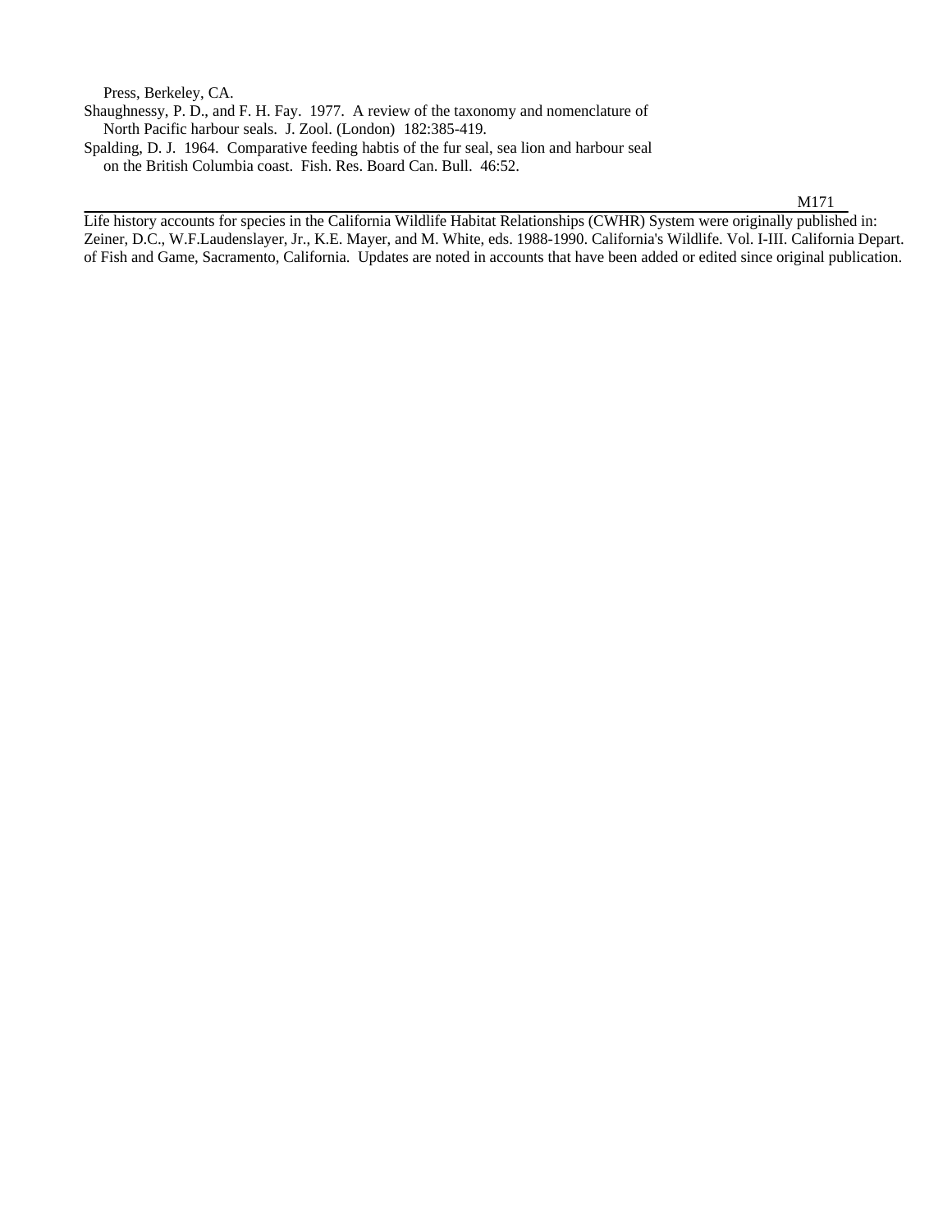Press, Berkeley, CA.

Shaughnessy, P. D., and F. H. Fay. 1977. A review of the taxonomy and nomenclature of North Pacific harbour seals. J. Zool. (London) 182:385-419.

Spalding, D. J. 1964. Comparative feeding habtis of the fur seal, sea lion and harbour seal on the British Columbia coast. Fish. Res. Board Can. Bull. 46:52.

M171

Life history accounts for species in the California Wildlife Habitat Relationships (CWHR) System were originally published in: Zeiner, D.C., W.F.Laudenslayer, Jr., K.E. Mayer, and M. White, eds. 1988-1990. California's Wildlife. Vol. I-III. California Depart. of Fish and Game, Sacramento, California. Updates are noted in accounts that have been added or edited since original publication.